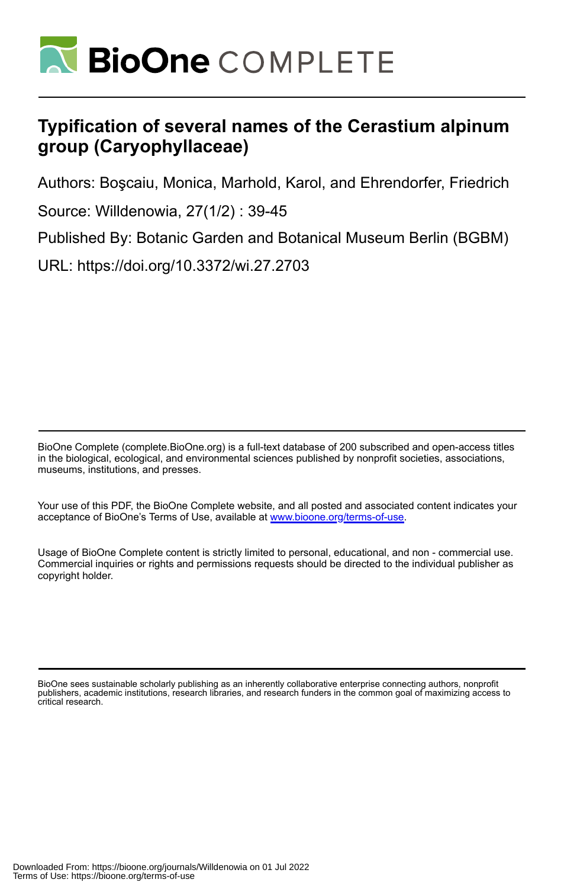# Typification of several names of the Cerastium alpinum group (Caryophyllaceae)

Authors: Boşcaiu, Monica, Marhold, Karol, and Ehrendorfer, Friedrich

Source: Willdenowia, 27(1/2) : 39-45

Published By: Botanic Garden and Botanical Museum Berlin (BGBM)

URL: https://doi.org/10.3372/wi.27.2703

---

BioOne Complete (complete.BioOne.org) is a full-text database of 200 subscribed and open-access titles in the biological, ecological, and environmental sciences published by nonprofit societies, associations, museums, institutions, and presses.

Your use of this PDF, the BioOne Complete website, and all posted and associated content indicates your acceptance of BioOne's Terms of Use, available at www.bioone.org/terms-of-use.

Usage of BioOne Complete content is strictly limited to personal, educational, and non - commercial use. Commercial inquiries or rights and permissions requests should be directed to the individual publisher as copyright holder.

---

BioOne sees sustainable scholarly publishing as an inherently collaborative enterprise connecting authors, nonprofit publishers, academic institutions, research libraries, and research funders in the common goal of maximizing access to critical research.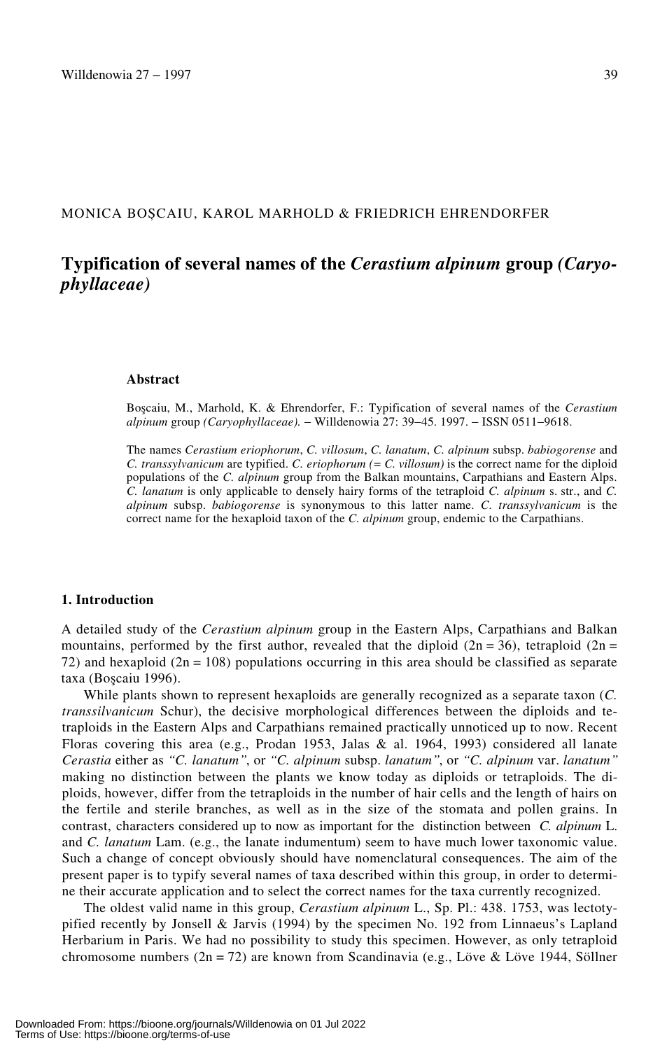MONICA BOŞCAIU, KAROL MARHOLD & FRIEDRICH EHRENDORFER

# Typification of several names of the *Cerastium alpinum* group *(Caryophyllaceae)*

### Abstract

Boşcaiu, M., Marhold, K. & Ehrendorfer, F.: Typification of several names of the *Cerastium alpinum* group *(Caryophyllaceae).* – Willdenowia 27: 39–45. 1997. – ISSN 0511–9618.

The names *Cerastium eriophorum*, *C. villosum*, *C. lanatum*, *C. alpinum* subsp. *babiogorense* and *C. transsylvanicum* are typified. *C. eriophorum (= C. villosum)* is the correct name for the diploid populations of the *C. alpinum* group from the Balkan mountains, Carpathians and Eastern Alps. *C. lanatum* is only applicable to densely hairy forms of the tetraploid *C. alpinum* s. str., and *C. alpinum* subsp. *babiogorense* is synonymous to this latter name. *C. transsylvanicum* is the correct name for the hexaploid taxon of the *C. alpinum* group, endemic to the Carpathians.

### 1. Introduction

A detailed study of the *Cerastium alpinum* group in the Eastern Alps, Carpathians and Balkan mountains, performed by the first author, revealed that the diploid (2n = 36), tetraploid (2n = 72) and hexaploid (2n = 108) populations occurring in this area should be classified as separate taxa (Boşcaiu 1996).

While plants shown to represent hexaploids are generally recognized as a separate taxon (*C. transsilvanicum* Schur), the decisive morphological differences between the diploids and tetraploids in the Eastern Alps and Carpathians remained practically unnoticed up to now. Recent Floras covering this area (e.g., Prodan 1953, Jalas & al. 1964, 1993) considered all lanate *Cerastia* either as *"C. lanatum"*, or *"C. alpinum* subsp. *lanatum"*, or *"C. alpinum* var. *lanatum"* making no distinction between the plants we know today as diploids or tetraploids. The diploids, however, differ from the tetraploids in the number of hair cells and the length of hairs on the fertile and sterile branches, as well as in the size of the stomata and pollen grains. In contrast, characters considered up to now as important for the distinction between *C. alpinum* L. and *C. lanatum* Lam. (e.g., the lanate indumentum) seem to have much lower taxonomic value. Such a change of concept obviously should have nomenclatural consequences. The aim of the present paper is to typify several names of taxa described within this group, in order to determine their accurate application and to select the correct names for the taxa currently recognized.

The oldest valid name in this group, *Cerastium alpinum* L., Sp. Pl.: 438. 1753, was lectotypified recently by Jonsell & Jarvis (1994) by the specimen No. 192 from Linnaeus's Lapland Herbarium in Paris. We had no possibility to study this specimen. However, as only tetraploid chromosome numbers (2n = 72) are known from Scandinavia (e.g., Löve & Löve 1944, Söllner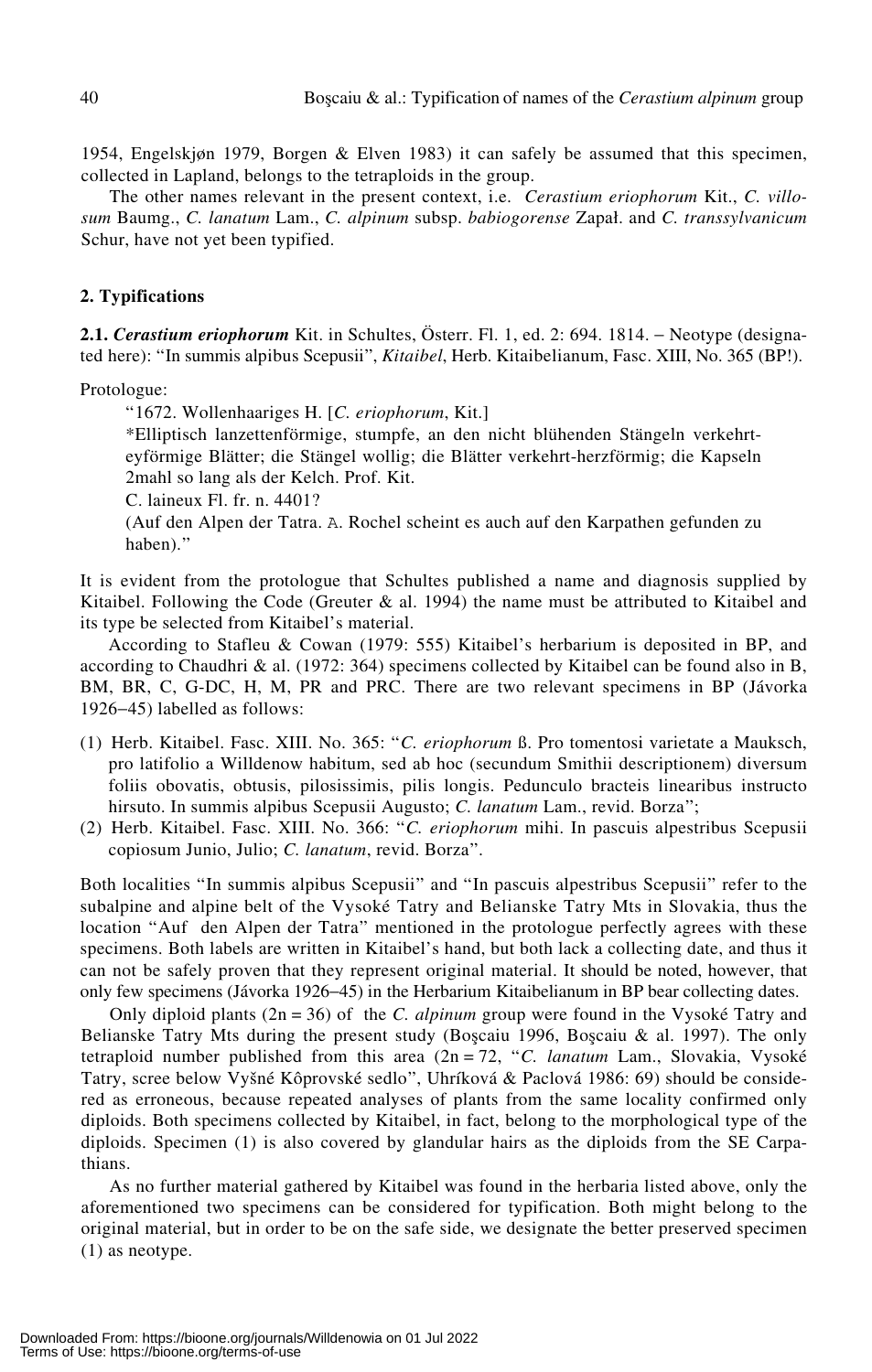1954, Engelskjøn 1979, Borgen & Elven 1983) it can safely be assumed that this specimen, collected in Lapland, belongs to the tetraploids in the group.

The other names relevant in the present context, i.e. *Cerastium eriophorum* Kit., *C. villosum* Baumg., *C. lanatum* Lam., *C. alpinum* subsp. *babiogorense* Zapał. and *C. transsylvanicum* Schur, have not yet been typified.

## 2. Typifications

**2.1.** ***Cerastium eriophorum*** Kit. in Schultes, Österr. Fl. 1, ed. 2: 694. 1814. – Neotype (designated here): "In summis alpibus Scepusii", *Kitaibel*, Herb. Kitaibelianum, Fasc. XIII, No. 365 (BP!).

Protologue:

> "1672. Wollenhaariges H. [*C. eriophorum*, Kit.]
>
> *Elliptisch lanzettenförmige, stumpfe, an den nicht blühenden Stängeln verkehrt-eyförmige Blätter; die Stängel wollig; die Blätter verkehrt-herzförmig; die Kapseln 2mahl so lang als der Kelch. Prof. Kit.
>
> C. laineux Fl. fr. n. 4401?
>
> (Auf den Alpen der Tatra. A. Rochel scheint es auch auf den Karpathen gefunden zu haben)."

It is evident from the protologue that Schultes published a name and diagnosis supplied by Kitaibel. Following the Code (Greuter & al. 1994) the name must be attributed to Kitaibel and its type be selected from Kitaibel's material.

According to Stafleu & Cowan (1979: 555) Kitaibel's herbarium is deposited in BP, and according to Chaudhri & al. (1972: 364) specimens collected by Kitaibel can be found also in B, BM, BR, C, G-DC, H, M, PR and PRC. There are two relevant specimens in BP (Jávorka 1926–45) labelled as follows:

(1) Herb. Kitaibel. Fasc. XIII. No. 365: "*C. eriophorum* ß. Pro tomentosi varietate a Mauksch, pro latifolio a Willdenow habitum, sed ab hoc (secundum Smithii descriptionem) diversum foliis obovatis, obtusis, pilosissimis, pilis longis. Pedunculo bracteis linearibus instructo hirsuto. In summis alpibus Scepusii Augusto; *C. lanatum* Lam., revid. Borza";

(2) Herb. Kitaibel. Fasc. XIII. No. 366: "*C. eriophorum* mihi. In pascuis alpestribus Scepusii copiosum Junio, Julio; *C. lanatum*, revid. Borza".

Both localities "In summis alpibus Scepusii" and "In pascuis alpestribus Scepusii" refer to the subalpine and alpine belt of the Vysoké Tatry and Belianske Tatry Mts in Slovakia, thus the location "Auf den Alpen der Tatra" mentioned in the protologue perfectly agrees with these specimens. Both labels are written in Kitaibel's hand, but both lack a collecting date, and thus it can not be safely proven that they represent original material. It should be noted, however, that only few specimens (Jávorka 1926–45) in the Herbarium Kitaibelianum in BP bear collecting dates.

Only diploid plants (2n = 36) of the *C. alpinum* group were found in the Vysoké Tatry and Belianske Tatry Mts during the present study (Boşcaiu 1996, Boşcaiu & al. 1997). The only tetraploid number published from this area (2n = 72, "*C. lanatum* Lam., Slovakia, Vysoké Tatry, scree below Vyšné Kôprovské sedlo", Uhríková & Paclová 1986: 69) should be considered as erroneous, because repeated analyses of plants from the same locality confirmed only diploids. Both specimens collected by Kitaibel, in fact, belong to the morphological type of the diploids. Specimen (1) is also covered by glandular hairs as the diploids from the SE Carpathians.

As no further material gathered by Kitaibel was found in the herbaria listed above, only the aforementioned two specimens can be considered for typification. Both might belong to the original material, but in order to be on the safe side, we designate the better preserved specimen (1) as neotype.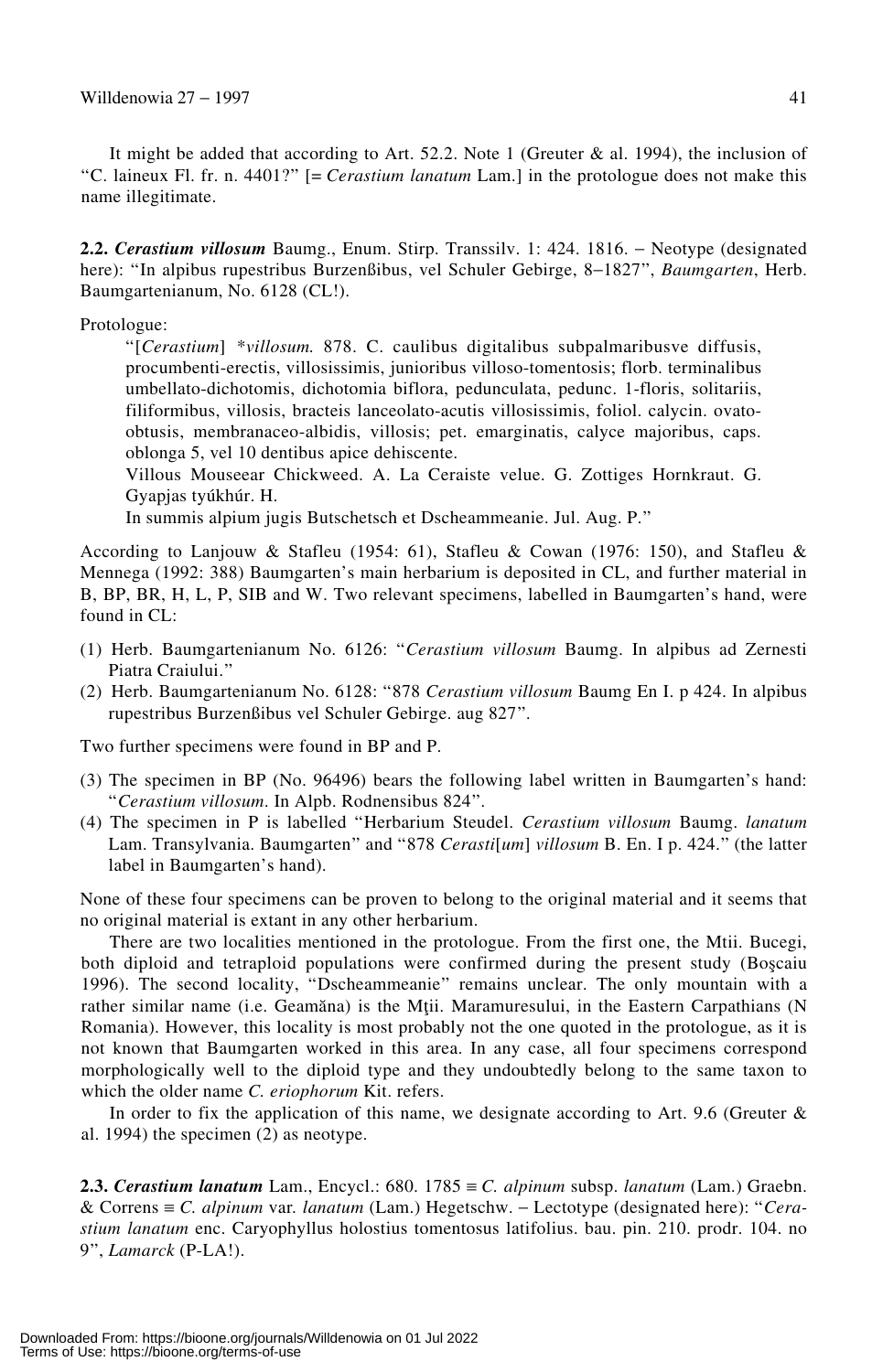It might be added that according to Art. 52.2. Note 1 (Greuter & al. 1994), the inclusion of "C. laineux Fl. fr. n. 4401?" [= *Cerastium lanatum* Lam.] in the protologue does not make this name illegitimate.

**2.2.** ***Cerastium villosum*** Baumg., Enum. Stirp. Transsilv. 1: 424. 1816. – Neotype (designated here): "In alpibus rupestribus Burzenßibus, vel Schuler Gebirge, 8–1827", *Baumgarten*, Herb. Baumgartenianum, No. 6128 (CL!).

Protologue:

> "[*Cerastium*] **villosum.* 878. C. caulibus digitalibus subpalmaribusve diffusis, procumbenti-erectis, villosissimis, junioribus villoso-tomentosis; florb. terminalibus umbellato-dichotomis, dichotomia biflora, pedunculata, pedunc. 1-floris, solitariis, filiformibus, villosis, bracteis lanceolato-acutis villosissimis, foliol. calycin. ovato-obtusis, membranaceo-albidis, villosis; pet. emarginatis, calyce majoribus, caps. oblonga 5, vel 10 dentibus apice dehiscente.
>
> Villous Mouseear Chickweed. A. La Ceraiste velue. G. Zottiges Hornkraut. G. Gyapjas tyúkhúr. H.
>
> In summis alpium jugis Butschetsch et Dscheammeanie. Jul. Aug. P."

According to Lanjouw & Stafleu (1954: 61), Stafleu & Cowan (1976: 150), and Stafleu & Mennega (1992: 388) Baumgarten's main herbarium is deposited in CL, and further material in B, BP, BR, H, L, P, SIB and W. Two relevant specimens, labelled in Baumgarten's hand, were found in CL:

(1) Herb. Baumgartenianum No. 6126: "*Cerastium villosum* Baumg. In alpibus ad Zernesti Piatra Craiului."
(2) Herb. Baumgartenianum No. 6128: "878 *Cerastium villosum* Baumg En I. p 424. In alpibus rupestribus Burzenßibus vel Schuler Gebirge. aug 827".

Two further specimens were found in BP and P.

(3) The specimen in BP (No. 96496) bears the following label written in Baumgarten's hand: "*Cerastium villosum*. In Alpb. Rodnensibus 824".
(4) The specimen in P is labelled "Herbarium Steudel. *Cerastium villosum* Baumg. *lanatum* Lam. Transylvania. Baumgarten" and "878 *Cerasti*[*um*] *villosum* B. En. I p. 424." (the latter label in Baumgarten's hand).

None of these four specimens can be proven to belong to the original material and it seems that no original material is extant in any other herbarium.

There are two localities mentioned in the protologue. From the first one, the Mtii. Bucegi, both diploid and tetraploid populations were confirmed during the present study (Boşcaiu 1996). The second locality, "Dscheammeanie" remains unclear. The only mountain with a rather similar name (i.e. Geamăna) is the Mţii. Maramuresului, in the Eastern Carpathians (N Romania). However, this locality is most probably not the one quoted in the protologue, as it is not known that Baumgarten worked in this area. In any case, all four specimens correspond morphologically well to the diploid type and they undoubtedly belong to the same taxon to which the older name *C. eriophorum* Kit. refers.

In order to fix the application of this name, we designate according to Art. 9.6 (Greuter & al. 1994) the specimen (2) as neotype.

**2.3.** ***Cerastium lanatum*** Lam., Encycl.: 680. 1785 ≡ *C. alpinum* subsp. *lanatum* (Lam.) Graebn. & Correns ≡ *C. alpinum* var. *lanatum* (Lam.) Hegetschw. – Lectotype (designated here): "*Cerastium lanatum* enc. Caryophyllus holostius tomentosus latifolius. bau. pin. 210. prodr. 104. no 9", *Lamarck* (P-LA!).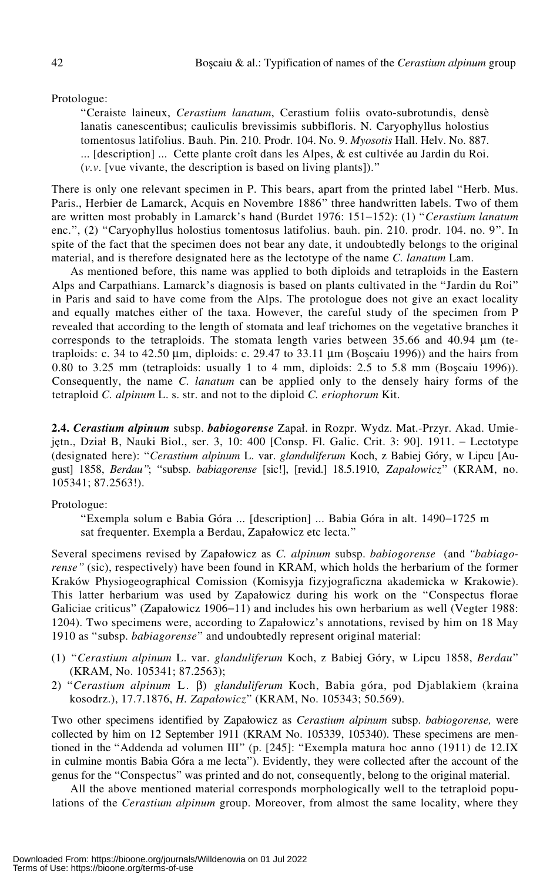Protologue:

> "Ceraiste laineux, *Cerastium lanatum*, Cerastium foliis ovato-subrotundis, densè lanatis canescentibus; cauliculis brevissimis subbifloris. N. Caryophyllus holostius tomentosus latifolius. Bauh. Pin. 210. Prodr. 104. No. 9. *Myosotis* Hall. Helv. No. 887. ... [description] ... Cette plante croît dans les Alpes, & est cultivée au Jardin du Roi. (*v.v*. [vue vivante, the description is based on living plants])."

There is only one relevant specimen in P. This bears, apart from the printed label "Herb. Mus. Paris., Herbier de Lamarck, Acquis en Novembre 1886" three handwritten labels. Two of them are written most probably in Lamarck's hand (Burdet 1976: 151–152): (1) "*Cerastium lanatum* enc.", (2) "Caryophyllus holostius tomentosus latifolius. bauh. pin. 210. prodr. 104. no. 9". In spite of the fact that the specimen does not bear any date, it undoubtedly belongs to the original material, and is therefore designated here as the lectotype of the name *C. lanatum* Lam.

As mentioned before, this name was applied to both diploids and tetraploids in the Eastern Alps and Carpathians. Lamarck's diagnosis is based on plants cultivated in the "Jardin du Roi" in Paris and said to have come from the Alps. The protologue does not give an exact locality and equally matches either of the taxa. However, the careful study of the specimen from P revealed that according to the length of stomata and leaf trichomes on the vegetative branches it corresponds to the tetraploids. The stomata length varies between 35.66 and 40.94 μm (tetraploids: c. 34 to 42.50 μm, diploids: c. 29.47 to 33.11 μm (Boşcaiu 1996)) and the hairs from 0.80 to 3.25 mm (tetraploids: usually 1 to 4 mm, diploids: 2.5 to 5.8 mm (Boşcaiu 1996)). Consequently, the name *C. lanatum* can be applied only to the densely hairy forms of the tetraploid *C. alpinum* L. s. str. and not to the diploid *C. eriophorum* Kit.

**2.4. *Cerastium alpinum* subsp. *babiogorense*** Zapał. in Rozpr. Wydz. Mat.-Przyr. Akad. Umiejętn., Dział B, Nauki Biol., ser. 3, 10: 400 [Consp. Fl. Galic. Crit. 3: 90]. 1911. – Lectotype (designated here): "*Cerastium alpinum* L. var. *glanduliferum* Koch, z Babiej Góry, w Lipcu [August] 1858, *Berdau*"; "subsp. *babiagorense* [sic!], [revid.] 18.5.1910, *Zapałowicz*" (KRAM, no. 105341; 87.2563!).

Protologue:

> "Exempla solum e Babia Góra ... [description] ... Babia Góra in alt. 1490–1725 m sat frequenter. Exempla a Berdau, Zapałowicz etc lecta."

Several specimens revised by Zapałowicz as *C. alpinum* subsp. *babiogorense* (and *"babiagorense"* (sic), respectively) have been found in KRAM, which holds the herbarium of the former Kraków Physiogeographical Comission (Komisyja fizyjograficzna akademicka w Krakowie). This latter herbarium was used by Zapałowicz during his work on the "Conspectus florae Galiciae criticus" (Zapałowicz 1906–11) and includes his own herbarium as well (Vegter 1988: 1204). Two specimens were, according to Zapałowicz's annotations, revised by him on 18 May 1910 as "subsp. *babiagorense*" and undoubtedly represent original material:

(1) "*Cerastium alpinum* L. var. *glanduliferum* Koch, z Babiej Góry, w Lipcu 1858, *Berdau*" (KRAM, No. 105341; 87.2563);

2) "*Cerastium alpinum* L. β) *glanduliferum* Koch, Babia góra, pod Djablakiem (kraina kosodrz.), 17.7.1876, *H. Zapałowicz*" (KRAM, No. 105343; 50.569).

Two other specimens identified by Zapałowicz as *Cerastium alpinum* subsp. *babiogorense,* were collected by him on 12 September 1911 (KRAM No. 105339, 105340). These specimens are mentioned in the "Addenda ad volumen III" (p. [245]: "Exempla matura hoc anno (1911) de 12.IX in culmine montis Babia Góra a me lecta"). Evidently, they were collected after the account of the genus for the "Conspectus" was printed and do not, consequently, belong to the original material.

All the above mentioned material corresponds morphologically well to the tetraploid populations of the *Cerastium alpinum* group. Moreover, from almost the same locality, where they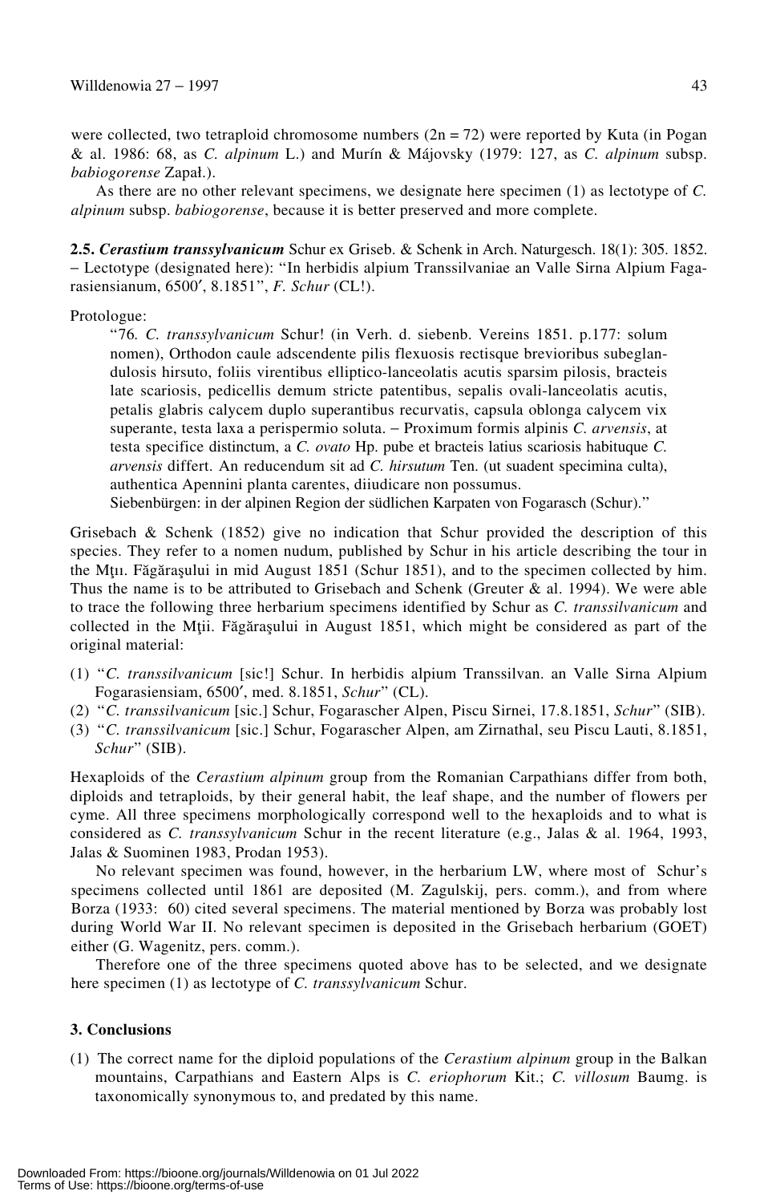were collected, two tetraploid chromosome numbers (2n = 72) were reported by Kuta (in Pogan & al. 1986: 68, as *C. alpinum* L.) and Murín & Májovsky (1979: 127, as *C. alpinum* subsp. *babiogorense* Zapał.).

As there are no other relevant specimens, we designate here specimen (1) as lectotype of *C. alpinum* subsp. *babiogorense*, because it is better preserved and more complete.

**2.5. *Cerastium transsylvanicum*** Schur ex Griseb. & Schenk in Arch. Naturgesch. 18(1): 305. 1852. – Lectotype (designated here): "In herbidis alpium Transsilvaniae an Valle Sirna Alpium Fagarasiensianum, 6500′, 8.1851", *F. Schur* (CL!).

Protologue:

> "76. *C. transsylvanicum* Schur! (in Verh. d. siebenb. Vereins 1851. p.177: solum nomen), Orthodon caule adscendente pilis flexuosis rectisque brevioribus subeglandulosis hirsuto, foliis virentibus elliptico-lanceolatis acutis sparsim pilosis, bracteis late scariosis, pedicellis demum stricte patentibus, sepalis ovali-lanceolatis acutis, petalis glabris calycem duplo superantibus recurvatis, capsula oblonga calycem vix superante, testa laxa a perispermio soluta. – Proximum formis alpinis *C. arvensis*, at testa specifice distinctum, a *C. ovato* Hp. pube et bracteis latius scariosis habituque *C. arvensis* differt. An reducendum sit ad *C. hirsutum* Ten. (ut suadent specimina culta), authentica Apennini planta carentes, diiudicare non possumus.
>
> Siebenbürgen: in der alpinen Region der südlichen Karpaten von Fogarasch (Schur)."

Grisebach & Schenk (1852) give no indication that Schur provided the description of this species. They refer to a nomen nudum, published by Schur in his article describing the tour in the Mţıı. Făgăraşului in mid August 1851 (Schur 1851), and to the specimen collected by him. Thus the name is to be attributed to Grisebach and Schenk (Greuter & al. 1994). We were able to trace the following three herbarium specimens identified by Schur as *C. transsilvanicum* and collected in the Mţii. Făgăraşului in August 1851, which might be considered as part of the original material:

(1) "*C. transsilvanicum* [sic!] Schur. In herbidis alpium Transsilvan. an Valle Sirna Alpium Fogarasiensiam, 6500′, med. 8.1851, *Schur*" (CL).
(2) "*C. transsilvanicum* [sic.] Schur, Fogarascher Alpen, Piscu Sirnei, 17.8.1851, *Schur*" (SIB).
(3) "*C. transsilvanicum* [sic.] Schur, Fogarascher Alpen, am Zirnathal, seu Piscu Lauti, 8.1851, *Schur*" (SIB).

Hexaploids of the *Cerastium alpinum* group from the Romanian Carpathians differ from both, diploids and tetraploids, by their general habit, the leaf shape, and the number of flowers per cyme. All three specimens morphologically correspond well to the hexaploids and to what is considered as *C. transsylvanicum* Schur in the recent literature (e.g., Jalas & al. 1964, 1993, Jalas & Suominen 1983, Prodan 1953).

No relevant specimen was found, however, in the herbarium LW, where most of Schur's specimens collected until 1861 are deposited (M. Zagulskij, pers. comm.), and from where Borza (1933: 60) cited several specimens. The material mentioned by Borza was probably lost during World War II. No relevant specimen is deposited in the Grisebach herbarium (GOET) either (G. Wagenitz, pers. comm.).

Therefore one of the three specimens quoted above has to be selected, and we designate here specimen (1) as lectotype of *C. transsylvanicum* Schur.

### 3. Conclusions

(1) The correct name for the diploid populations of the *Cerastium alpinum* group in the Balkan mountains, Carpathians and Eastern Alps is *C. eriophorum* Kit.; *C. villosum* Baumg. is taxonomically synonymous to, and predated by this name.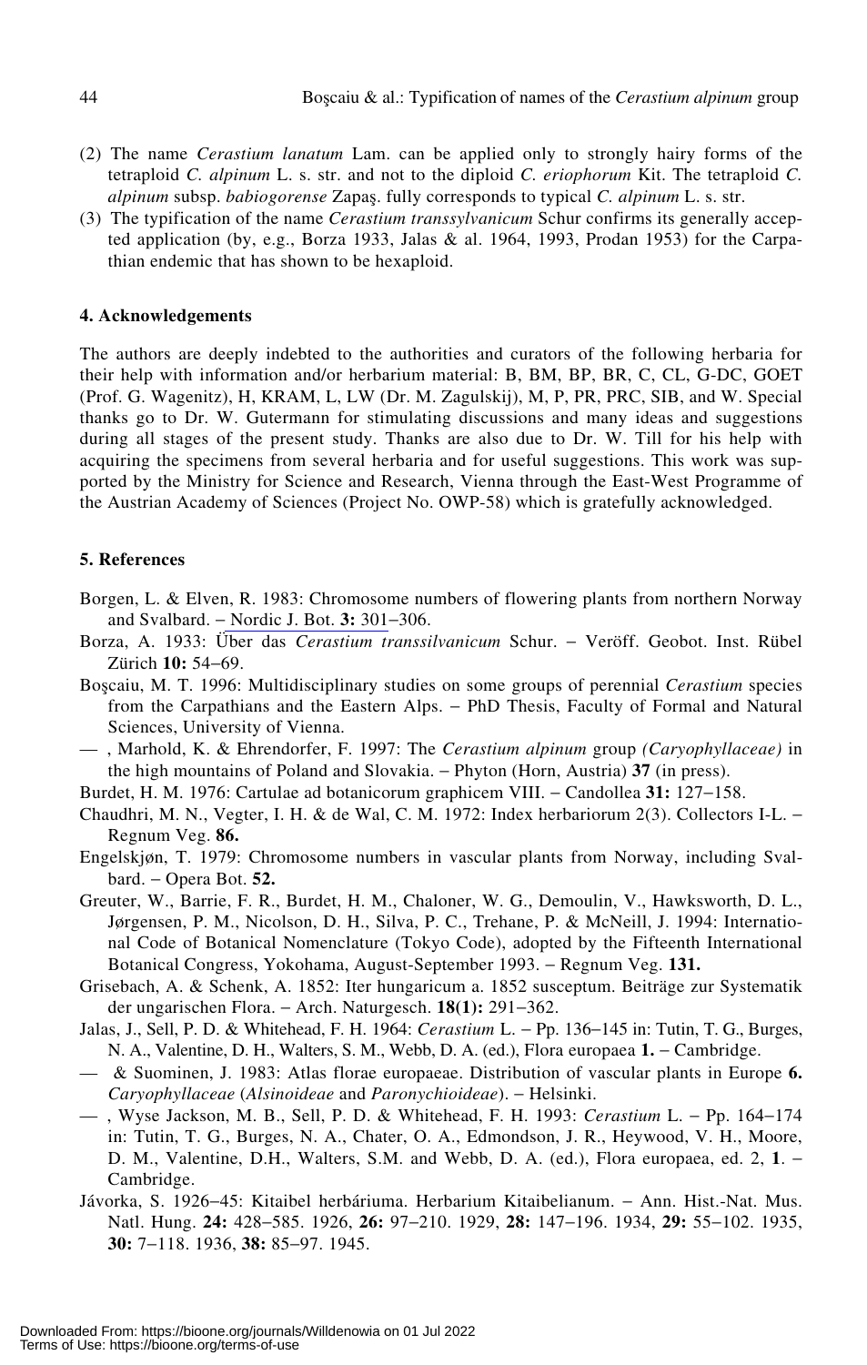(2) The name *Cerastium lanatum* Lam. can be applied only to strongly hairy forms of the tetraploid *C. alpinum* L. s. str. and not to the diploid *C. eriophorum* Kit. The tetraploid *C. alpinum* subsp. *babiogorense* Zapaş. fully corresponds to typical *C. alpinum* L. s. str.

(3) The typification of the name *Cerastium transsylvanicum* Schur confirms its generally accepted application (by, e.g., Borza 1933, Jalas & al. 1964, 1993, Prodan 1953) for the Carpathian endemic that has shown to be hexaploid.

## 4. Acknowledgements

The authors are deeply indebted to the authorities and curators of the following herbaria for their help with information and/or herbarium material: B, BM, BP, BR, C, CL, G-DC, GOET (Prof. G. Wagenitz), H, KRAM, L, LW (Dr. M. Zagulskij), M, P, PR, PRC, SIB, and W. Special thanks go to Dr. W. Gutermann for stimulating discussions and many ideas and suggestions during all stages of the present study. Thanks are also due to Dr. W. Till for his help with acquiring the specimens from several herbaria and for useful suggestions. This work was supported by the Ministry for Science and Research, Vienna through the East-West Programme of the Austrian Academy of Sciences (Project No. OWP-58) which is gratefully acknowledged.

## 5. References

Borgen, L. & Elven, R. 1983: Chromosome numbers of flowering plants from northern Norway and Svalbard. – Nordic J. Bot. **3:** 301–306.

Borza, A. 1933: Über das *Cerastium transsilvanicum* Schur. – Veröff. Geobot. Inst. Rübel Zürich **10:** 54–69.

Boşcaiu, M. T. 1996: Multidisciplinary studies on some groups of perennial *Cerastium* species from the Carpathians and the Eastern Alps. – PhD Thesis, Faculty of Formal and Natural Sciences, University of Vienna.

— , Marhold, K. & Ehrendorfer, F. 1997: The *Cerastium alpinum* group *(Caryophyllaceae)* in the high mountains of Poland and Slovakia. – Phyton (Horn, Austria) **37** (in press).

Burdet, H. M. 1976: Cartulae ad botanicorum graphicem VIII. – Candollea **31:** 127–158.

Chaudhri, M. N., Vegter, I. H. & de Wal, C. M. 1972: Index herbariorum 2(3). Collectors I-L. – Regnum Veg. **86.**

Engelskjøn, T. 1979: Chromosome numbers in vascular plants from Norway, including Svalbard. – Opera Bot. **52.**

Greuter, W., Barrie, F. R., Burdet, H. M., Chaloner, W. G., Demoulin, V., Hawksworth, D. L., Jørgensen, P. M., Nicolson, D. H., Silva, P. C., Trehane, P. & McNeill, J. 1994: International Code of Botanical Nomenclature (Tokyo Code), adopted by the Fifteenth International Botanical Congress, Yokohama, August-September 1993. – Regnum Veg. **131.**

Grisebach, A. & Schenk, A. 1852: Iter hungaricum a. 1852 susceptum. Beiträge zur Systematik der ungarischen Flora. – Arch. Naturgesch. **18(1):** 291–362.

Jalas, J., Sell, P. D. & Whitehead, F. H. 1964: *Cerastium* L. – Pp. 136–145 in: Tutin, T. G., Burges, N. A., Valentine, D. H., Walters, S. M., Webb, D. A. (ed.), Flora europaea **1.** – Cambridge.

— & Suominen, J. 1983: Atlas florae europaeae. Distribution of vascular plants in Europe **6.** *Caryophyllaceae* (*Alsinoideae* and *Paronychioideae*). – Helsinki.

— , Wyse Jackson, M. B., Sell, P. D. & Whitehead, F. H. 1993: *Cerastium* L. – Pp. 164–174 in: Tutin, T. G., Burges, N. A., Chater, O. A., Edmondson, J. R., Heywood, V. H., Moore, D. M., Valentine, D.H., Walters, S.M. and Webb, D. A. (ed.), Flora europaea, ed. 2, **1**. – Cambridge.

Jávorka, S. 1926–45: Kitaibel herbáriuma. Herbarium Kitaibelianum. – Ann. Hist.-Nat. Mus. Natl. Hung. **24:** 428–585. 1926, **26:** 97–210. 1929, **28:** 147–196. 1934, **29:** 55–102. 1935, **30:** 7–118. 1936, **38:** 85–97. 1945.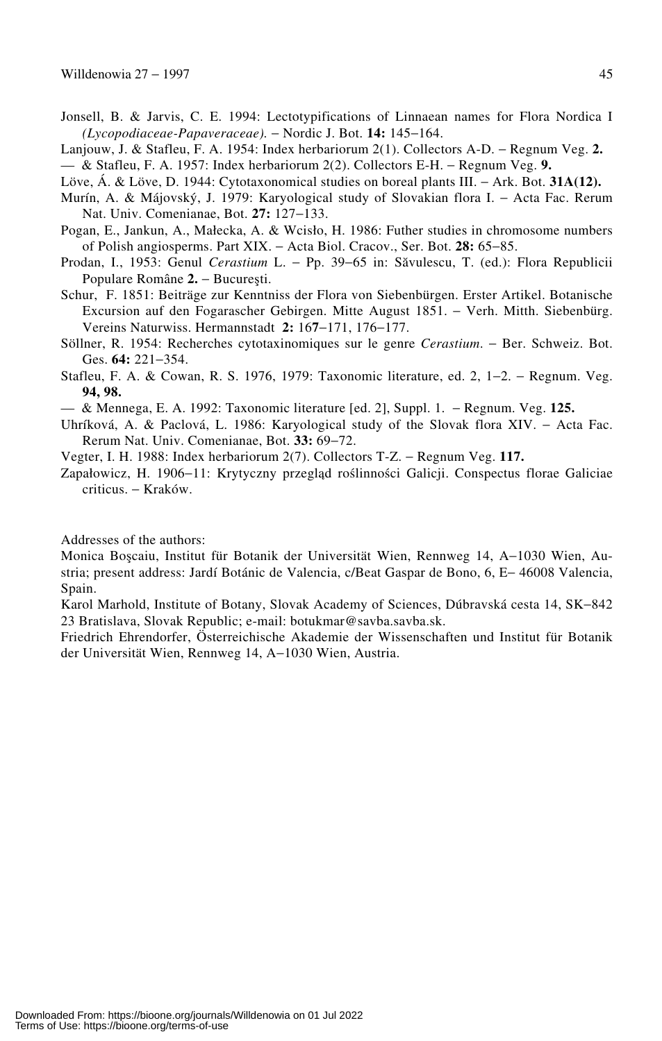Jonsell, B. & Jarvis, C. E. 1994: Lectotypifications of Linnaean names for Flora Nordica I *(Lycopodiaceae-Papaveraceae)*. – Nordic J. Bot. **14:** 145–164.

Lanjouw, J. & Stafleu, F. A. 1954: Index herbariorum 2(1). Collectors A-D. – Regnum Veg. **2.**

— & Stafleu, F. A. 1957: Index herbariorum 2(2). Collectors E-H. – Regnum Veg. **9.**

Löve, Á. & Löve, D. 1944: Cytotaxonomical studies on boreal plants III. – Ark. Bot. **31A(12).**

Murín, A. & Májovský, J. 1979: Karyological study of Slovakian flora I. – Acta Fac. Rerum Nat. Univ. Comenianae, Bot. **27:** 127–133.

Pogan, E., Jankun, A., Małecka, A. & Wcisło, H. 1986: Futher studies in chromosome numbers of Polish angiosperms. Part XIX. – Acta Biol. Cracov., Ser. Bot. **28:** 65–85.

Prodan, I., 1953: Genul *Cerastium* L. – Pp. 39–65 in: Săvulescu, T. (ed.): Flora Republicii Populare Române **2.** – Bucureşti.

Schur, F. 1851: Beiträge zur Kenntniss der Flora von Siebenbürgen. Erster Artikel. Botanische Excursion auf den Fogarascher Gebirgen. Mitte August 1851. – Verh. Mitth. Siebenbürg. Vereins Naturwiss. Hermannstadt **2:** 167–171, 176–177.

Söllner, R. 1954: Recherches cytotaxinomiques sur le genre *Cerastium*. – Ber. Schweiz. Bot. Ges. **64:** 221–354.

Stafleu, F. A. & Cowan, R. S. 1976, 1979: Taxonomic literature, ed. 2, 1–2. – Regnum. Veg. **94, 98.**

— & Mennega, E. A. 1992: Taxonomic literature [ed. 2], Suppl. 1. – Regnum. Veg. **125.**

Uhríková, A. & Paclová, L. 1986: Karyological study of the Slovak flora XIV. – Acta Fac. Rerum Nat. Univ. Comenianae, Bot. **33:** 69–72.

Vegter, I. H. 1988: Index herbariorum 2(7). Collectors T-Z. – Regnum Veg. **117.**

Zapałowicz, H. 1906–11: Krytyczny przegląd roślinności Galicji. Conspectus florae Galiciae criticus. – Kraków.

Addresses of the authors:

Monica Boşcaiu, Institut für Botanik der Universität Wien, Rennweg 14, A–1030 Wien, Austria; present address: Jardí Botánic de Valencia, c/Beat Gaspar de Bono, 6, E– 46008 Valencia, Spain.

Karol Marhold, Institute of Botany, Slovak Academy of Sciences, Dúbravská cesta 14, SK–842 23 Bratislava, Slovak Republic; e-mail: botukmar@savba.savba.sk.

Friedrich Ehrendorfer, Österreichische Akademie der Wissenschaften und Institut für Botanik der Universität Wien, Rennweg 14, A–1030 Wien, Austria.